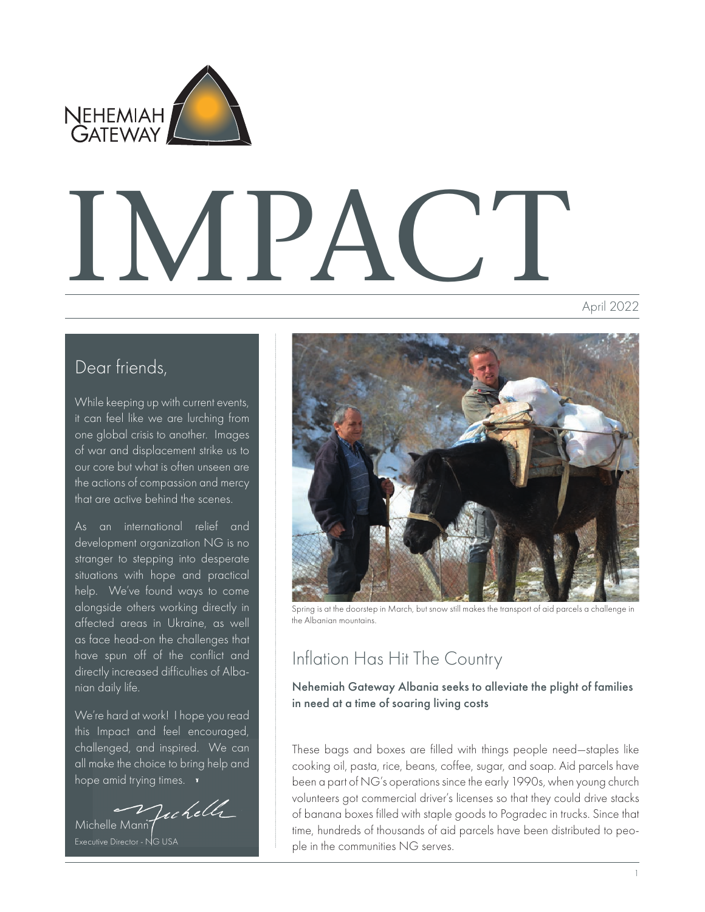NEHEMIAH GATEWAY

# IMPACT

April 2022

## Dear friends,

While keeping up with current events, it can feel like we are lurching from one global crisis to another. Images of war and displacement strike us to our core but what is often unseen are the actions of compassion and mercy that are active behind the scenes.

As an international relief and development organization NG is no stranger to stepping into desperate situations with hope and practical help. We've found ways to come alongside others working directly in affected areas in Ukraine, as well as face head-on the challenges that have spun off of the conflict and directly increased difficulties of Albanian daily life.

We're hard at work! I hope you read this Impact and feel encouraged, challenged, and inspired. We can all make the choice to bring help and hope amid trying times.

Michelle Mann
Executive Director - NG USA

Spring is at the doorstep in March, but snow still makes the transport of aid parcels a challenge in the Albanian mountains.

## Inflation Has Hit The Country

**Nehemiah Gateway Albania seeks to alleviate the plight of families in need at a time of soaring living costs**

These bags and boxes are filled with things people need—staples like cooking oil, pasta, rice, beans, coffee, sugar, and soap. Aid parcels have been a part of NG's operations since the early 1990s, when young church volunteers got commercial driver's licenses so that they could drive stacks of banana boxes filled with staple goods to Pogradec in trucks. Since that time, hundreds of thousands of aid parcels have been distributed to people in the communities NG serves.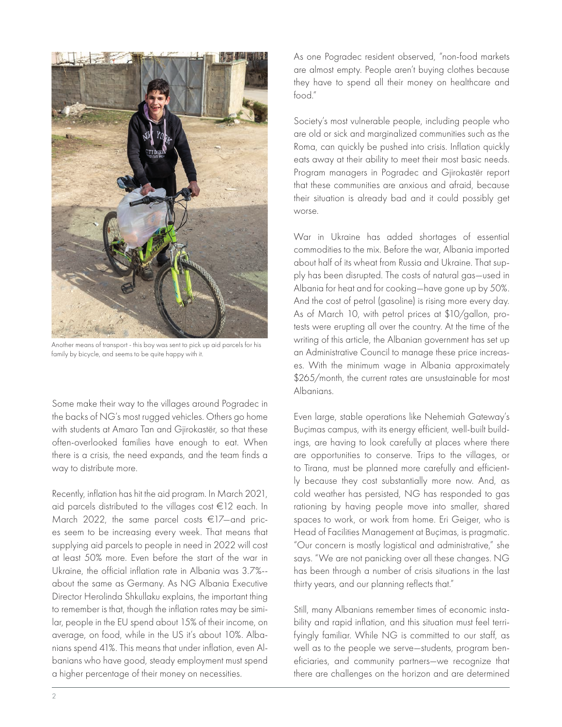Another means of transport - this boy was sent to pick up aid parcels for his family by bicycle, and seems to be quite happy with it.

Some make their way to the villages around Pogradec in the backs of NG's most rugged vehicles. Others go home with students at Amaro Tan and Gjirokastër, so that these often-overlooked families have enough to eat. When there is a crisis, the need expands, and the team finds a way to distribute more.

Recently, inflation has hit the aid program. In March 2021, aid parcels distributed to the villages cost €12 each. In March 2022, the same parcel costs €17—and prices seem to be increasing every week. That means that supplying aid parcels to people in need in 2022 will cost at least 50% more. Even before the start of the war in Ukraine, the official inflation rate in Albania was 3.7%--about the same as Germany. As NG Albania Executive Director Herolinda Shkullaku explains, the important thing to remember is that, though the inflation rates may be similar, people in the EU spend about 15% of their income, on average, on food, while in the US it's about 10%. Albanians spend 41%. This means that under inflation, even Albanians who have good, steady employment must spend a higher percentage of their money on necessities.

As one Pogradec resident observed, "non-food markets are almost empty. People aren't buying clothes because they have to spend all their money on healthcare and food."

Society's most vulnerable people, including people who are old or sick and marginalized communities such as the Roma, can quickly be pushed into crisis. Inflation quickly eats away at their ability to meet their most basic needs. Program managers in Pogradec and Gjirokastër report that these communities are anxious and afraid, because their situation is already bad and it could possibly get worse.

War in Ukraine has added shortages of essential commodities to the mix. Before the war, Albania imported about half of its wheat from Russia and Ukraine. That supply has been disrupted. The costs of natural gas—used in Albania for heat and for cooking—have gone up by 50%. And the cost of petrol (gasoline) is rising more every day. As of March 10, with petrol prices at $10/gallon, protests were erupting all over the country. At the time of the writing of this article, the Albanian government has set up an Administrative Council to manage these price increases. With the minimum wage in Albania approximately $265/month, the current rates are unsustainable for most Albanians.

Even large, stable operations like Nehemiah Gateway's Buçimas campus, with its energy efficient, well-built buildings, are having to look carefully at places where there are opportunities to conserve. Trips to the villages, or to Tirana, must be planned more carefully and efficiently because they cost substantially more now. And, as cold weather has persisted, NG has responded to gas rationing by having people move into smaller, shared spaces to work, or work from home. Eri Geiger, who is Head of Facilities Management at Buçimas, is pragmatic. "Our concern is mostly logistical and administrative," she says. "We are not panicking over all these changes. NG has been through a number of crisis situations in the last thirty years, and our planning reflects that."

Still, many Albanians remember times of economic instability and rapid inflation, and this situation must feel terrifyingly familiar. While NG is committed to our staff, as well as to the people we serve—students, program beneficiaries, and community partners—we recognize that there are challenges on the horizon and are determined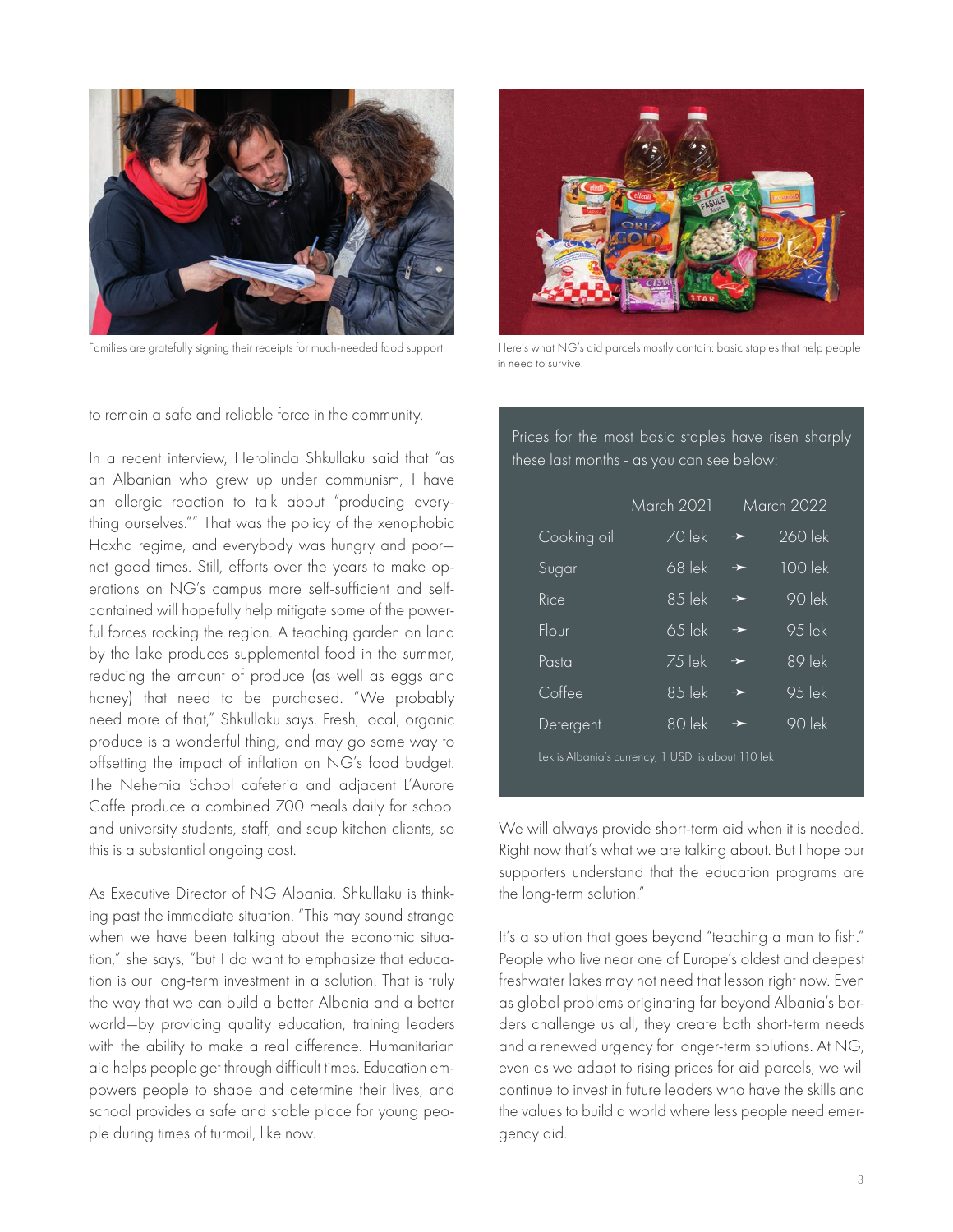Families are gratefully signing their receipts for much-needed food support.

Here's what NG's aid parcels mostly contain: basic staples that help people in need to survive.

to remain a safe and reliable force in the community.

In a recent interview, Herolinda Shkullaku said that "as an Albanian who grew up under communism, I have an allergic reaction to talk about "producing everything ourselves."" That was the policy of the xenophobic Hoxha regime, and everybody was hungry and poor—not good times. Still, efforts over the years to make operations on NG's campus more self-sufficient and self-contained will hopefully help mitigate some of the powerful forces rocking the region. A teaching garden on land by the lake produces supplemental food in the summer, reducing the amount of produce (as well as eggs and honey) that need to be purchased. "We probably need more of that," Shkullaku says. Fresh, local, organic produce is a wonderful thing, and may go some way to offsetting the impact of inflation on NG's food budget. The Nehemia School cafeteria and adjacent L'Aurore Caffe produce a combined 700 meals daily for school and university students, staff, and soup kitchen clients, so this is a substantial ongoing cost.

As Executive Director of NG Albania, Shkullaku is thinking past the immediate situation. "This may sound strange when we have been talking about the economic situation," she says, "but I do want to emphasize that education is our long-term investment in a solution. That is truly the way that we can build a better Albania and a better world—by providing quality education, training leaders with the ability to make a real difference. Humanitarian aid helps people get through difficult times. Education empowers people to shape and determine their lives, and school provides a safe and stable place for young people during times of turmoil, like now.

Prices for the most basic staples have risen sharply these last months - as you can see below:

| | March 2021 | | March 2022 |
|---|---|---|---|
| Cooking oil | 70 lek | ➛ | 260 lek |
| Sugar | 68 lek | ➛ | 100 lek |
| Rice | 85 lek | ➛ | 90 lek |
| Flour | 65 lek | ➛ | 95 lek |
| Pasta | 75 lek | ➛ | 89 lek |
| Coffee | 85 lek | ➛ | 95 lek |
| Detergent | 80 lek | ➛ | 90 lek |

Lek is Albania's currency, 1 USD is about 110 lek

We will always provide short-term aid when it is needed. Right now that's what we are talking about. But I hope our supporters understand that the education programs are the long-term solution."

It's a solution that goes beyond "teaching a man to fish." People who live near one of Europe's oldest and deepest freshwater lakes may not need that lesson right now. Even as global problems originating far beyond Albania's borders challenge us all, they create both short-term needs and a renewed urgency for longer-term solutions. At NG, even as we adapt to rising prices for aid parcels, we will continue to invest in future leaders who have the skills and the values to build a world where less people need emergency aid.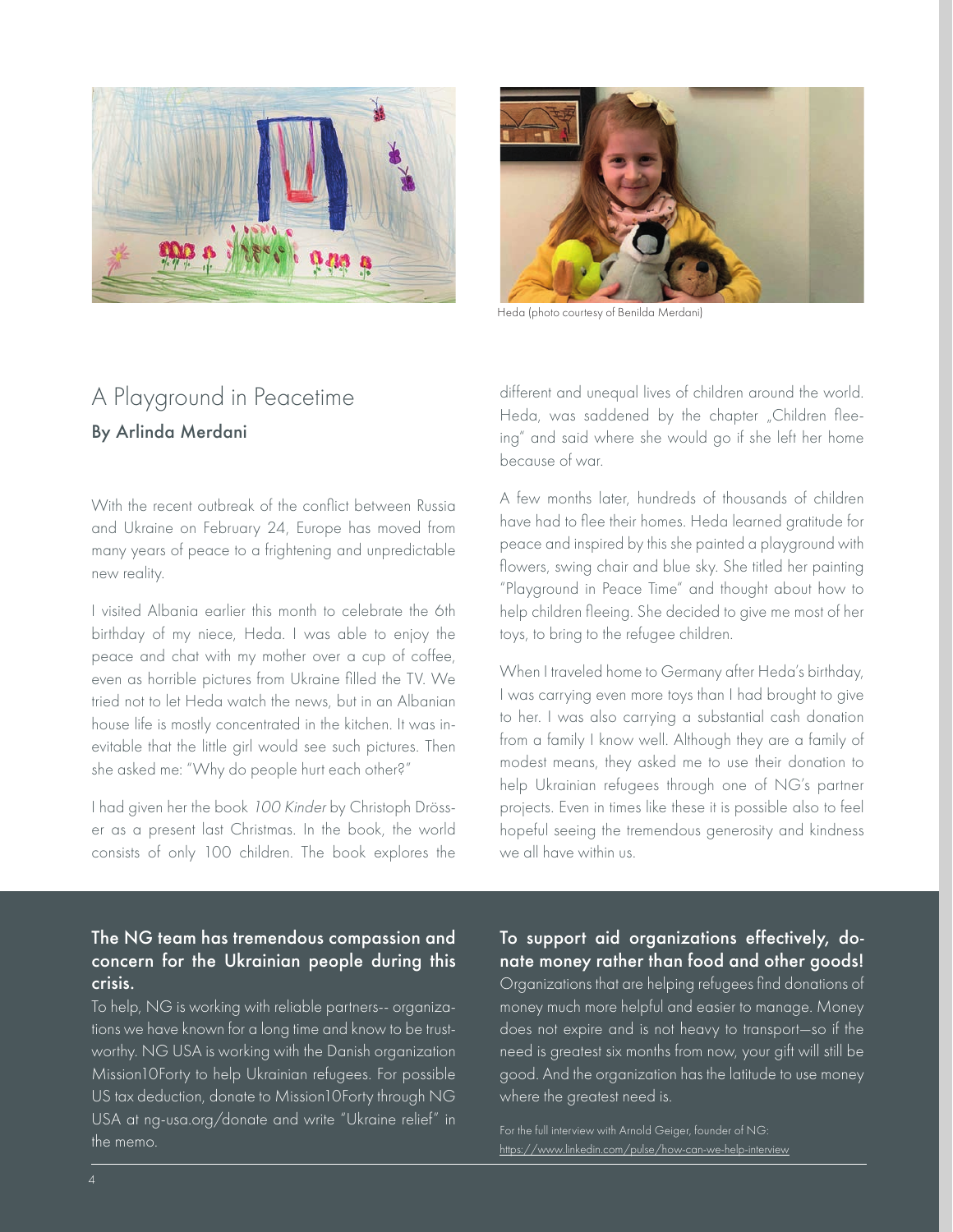Heda (photo courtesy of Benilda Merdani)

# A Playground in Peacetime

**By Arlinda Merdani**

With the recent outbreak of the conflict between Russia and Ukraine on February 24, Europe has moved from many years of peace to a frightening and unpredictable new reality.

I visited Albania earlier this month to celebrate the 6th birthday of my niece, Heda. I was able to enjoy the peace and chat with my mother over a cup of coffee, even as horrible pictures from Ukraine filled the TV. We tried not to let Heda watch the news, but in an Albanian house life is mostly concentrated in the kitchen. It was inevitable that the little girl would see such pictures. Then she asked me: "Why do people hurt each other?"

I had given her the book *100 Kinder* by Christoph Drösser as a present last Christmas. In the book, the world consists of only 100 children. The book explores the different and unequal lives of children around the world. Heda, was saddened by the chapter „Children fleeing" and said where she would go if she left her home because of war.

A few months later, hundreds of thousands of children have had to flee their homes. Heda learned gratitude for peace and inspired by this she painted a playground with flowers, swing chair and blue sky. She titled her painting "Playground in Peace Time" and thought about how to help children fleeing. She decided to give me most of her toys, to bring to the refugee children.

When I traveled home to Germany after Heda's birthday, I was carrying even more toys than I had brought to give to her. I was also carrying a substantial cash donation from a family I know well. Although they are a family of modest means, they asked me to use their donation to help Ukrainian refugees through one of NG's partner projects. Even in times like these it is possible also to feel hopeful seeing the tremendous generosity and kindness we all have within us.

**The NG team has tremendous compassion and concern for the Ukrainian people during this crisis.**

To help, NG is working with reliable partners-- organizations we have known for a long time and know to be trustworthy. NG USA is working with the Danish organization Mission10Forty to help Ukrainian refugees. For possible US tax deduction, donate to Mission10Forty through NG USA at ng-usa.org/donate and write "Ukraine relief" in the memo.

**To support aid organizations effectively, donate money rather than food and other goods!**

Organizations that are helping refugees find donations of money much more helpful and easier to manage. Money does not expire and is not heavy to transport—so if the need is greatest six months from now, your gift will still be good. And the organization has the latitude to use money where the greatest need is.

For the full interview with Arnold Geiger, founder of NG: https://www.linkedin.com/pulse/how-can-we-help-interview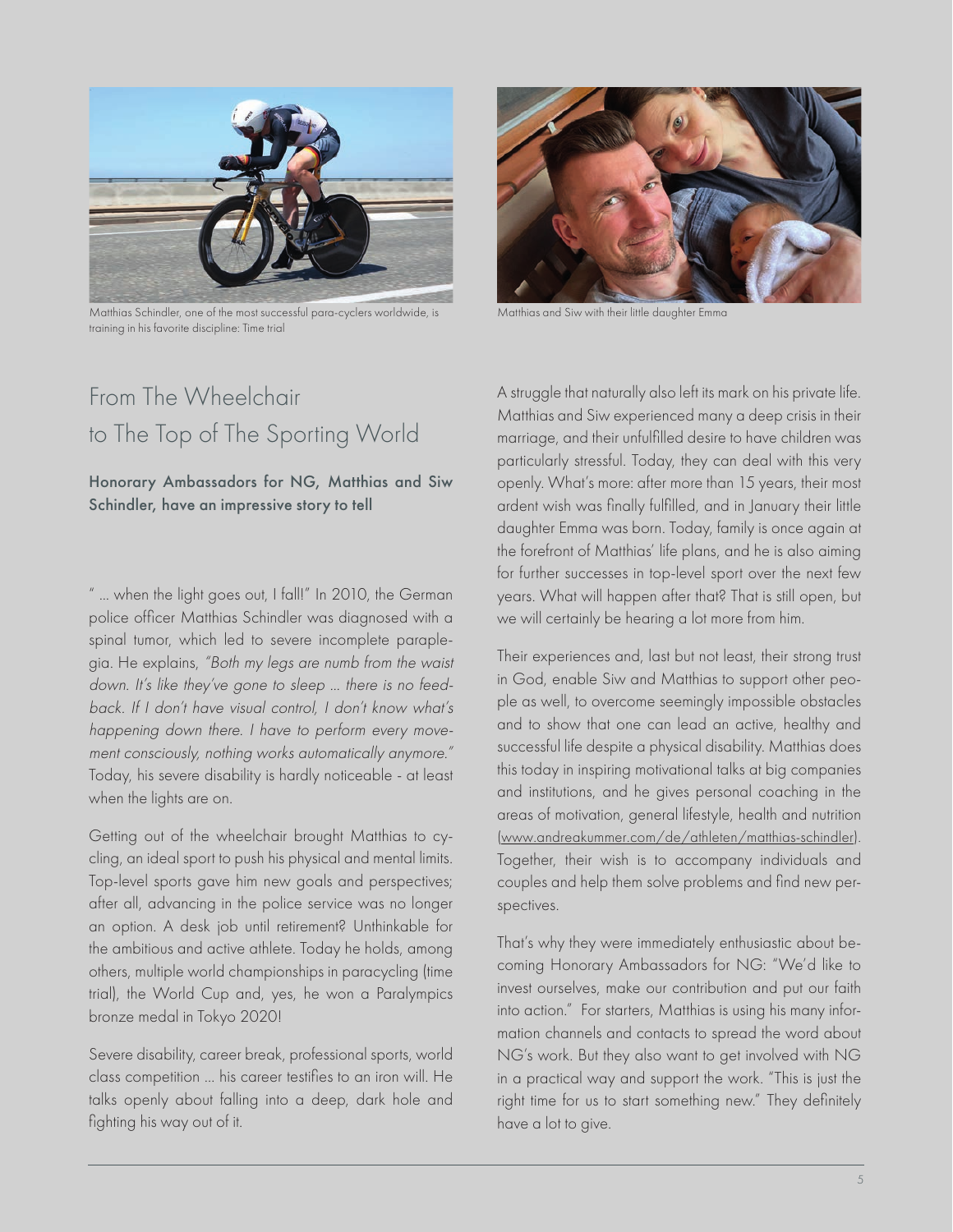Matthias Schindler, one of the most successful para-cyclers worldwide, is training in his favorite discipline: Time trial

Matthias and Siw with their little daughter Emma

# From The Wheelchair to The Top of The Sporting World

**Honorary Ambassadors for NG, Matthias and Siw Schindler, have an impressive story to tell**

" ... when the light goes out, I fall!" In 2010, the German police officer Matthias Schindler was diagnosed with a spinal tumor, which led to severe incomplete paraplegia. He explains, *"Both my legs are numb from the waist down. It's like they've gone to sleep ... there is no feedback. If I don't have visual control, I don't know what's happening down there. I have to perform every movement consciously, nothing works automatically anymore."* Today, his severe disability is hardly noticeable - at least when the lights are on.

Getting out of the wheelchair brought Matthias to cycling, an ideal sport to push his physical and mental limits. Top-level sports gave him new goals and perspectives; after all, advancing in the police service was no longer an option. A desk job until retirement? Unthinkable for the ambitious and active athlete. Today he holds, among others, multiple world championships in paracycling (time trial), the World Cup and, yes, he won a Paralympics bronze medal in Tokyo 2020!

Severe disability, career break, professional sports, world class competition ... his career testifies to an iron will. He talks openly about falling into a deep, dark hole and fighting his way out of it.

A struggle that naturally also left its mark on his private life. Matthias and Siw experienced many a deep crisis in their marriage, and their unfulfilled desire to have children was particularly stressful. Today, they can deal with this very openly. What's more: after more than 15 years, their most ardent wish was finally fulfilled, and in January their little daughter Emma was born. Today, family is once again at the forefront of Matthias' life plans, and he is also aiming for further successes in top-level sport over the next few years. What will happen after that? That is still open, but we will certainly be hearing a lot more from him.

Their experiences and, last but not least, their strong trust in God, enable Siw and Matthias to support other people as well, to overcome seemingly impossible obstacles and to show that one can lead an active, healthy and successful life despite a physical disability. Matthias does this today in inspiring motivational talks at big companies and institutions, and he gives personal coaching in the areas of motivation, general lifestyle, health and nutrition (www.andreakummer.com/de/athleten/matthias-schindler). Together, their wish is to accompany individuals and couples and help them solve problems and find new perspectives.

That's why they were immediately enthusiastic about becoming Honorary Ambassadors for NG: "We'd like to invest ourselves, make our contribution and put our faith into action." For starters, Matthias is using his many information channels and contacts to spread the word about NG's work. But they also want to get involved with NG in a practical way and support the work. "This is just the right time for us to start something new." They definitely have a lot to give.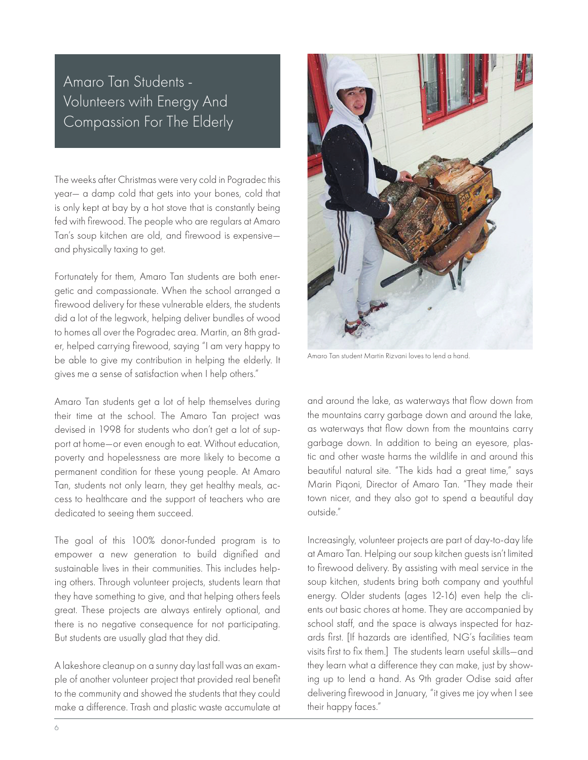# Amaro Tan Students - Volunteers with Energy And Compassion For The Elderly

The weeks after Christmas were very cold in Pogradec this year— a damp cold that gets into your bones, cold that is only kept at bay by a hot stove that is constantly being fed with firewood. The people who are regulars at Amaro Tan's soup kitchen are old, and firewood is expensive—and physically taxing to get.

Fortunately for them, Amaro Tan students are both energetic and compassionate. When the school arranged a firewood delivery for these vulnerable elders, the students did a lot of the legwork, helping deliver bundles of wood to homes all over the Pogradec area. Martin, an 8th grader, helped carrying firewood, saying "I am very happy to be able to give my contribution in helping the elderly. It gives me a sense of satisfaction when I help others."

Amaro Tan students get a lot of help themselves during their time at the school. The Amaro Tan project was devised in 1998 for students who don't get a lot of support at home—or even enough to eat. Without education, poverty and hopelessness are more likely to become a permanent condition for these young people. At Amaro Tan, students not only learn, they get healthy meals, access to healthcare and the support of teachers who are dedicated to seeing them succeed.

The goal of this 100% donor-funded program is to empower a new generation to build dignified and sustainable lives in their communities. This includes helping others. Through volunteer projects, students learn that they have something to give, and that helping others feels great. These projects are always entirely optional, and there is no negative consequence for not participating. But students are usually glad that they did.

A lakeshore cleanup on a sunny day last fall was an example of another volunteer project that provided real benefit to the community and showed the students that they could make a difference. Trash and plastic waste accumulate at and around the lake, as waterways that flow down from the mountains carry garbage down and around the lake, as waterways that flow down from the mountains carry garbage down. In addition to being an eyesore, plastic and other waste harms the wildlife in and around this beautiful natural site. "The kids had a great time," says Marin Piqoni, Director of Amaro Tan. "They made their town nicer, and they also got to spend a beautiful day outside."

Amaro Tan student Martin Rizvani loves to lend a hand.

Increasingly, volunteer projects are part of day-to-day life at Amaro Tan. Helping our soup kitchen guests isn't limited to firewood delivery. By assisting with meal service in the soup kitchen, students bring both company and youthful energy. Older students (ages 12-16) even help the clients out basic chores at home. They are accompanied by school staff, and the space is always inspected for hazards first. [If hazards are identified, NG's facilities team visits first to fix them.] The students learn useful skills—and they learn what a difference they can make, just by showing up to lend a hand. As 9th grader Odise said after delivering firewood in January, "it gives me joy when I see their happy faces."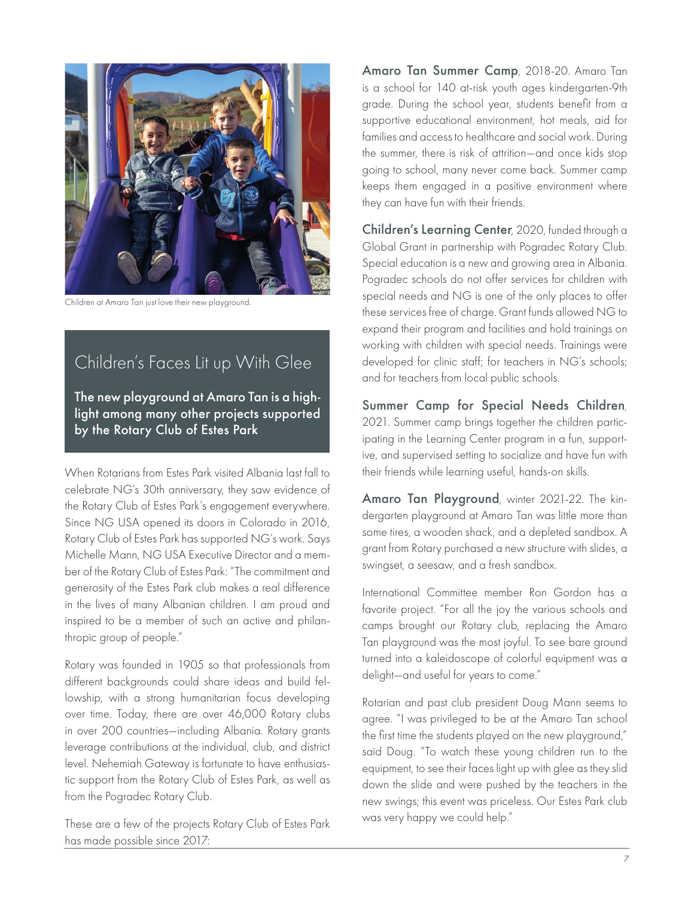Children at Amaro Tan just love their new playground.

## Children's Faces Lit up With Glee

**The new playground at Amaro Tan is a highlight among many other projects supported by the Rotary Club of Estes Park**

When Rotarians from Estes Park visited Albania last fall to celebrate NG's 30th anniversary, they saw evidence of the Rotary Club of Estes Park's engagement everywhere. Since NG USA opened its doors in Colorado in 2016, Rotary Club of Estes Park has supported NG's work. Says Michelle Mann, NG USA Executive Director and a member of the Rotary Club of Estes Park: "The commitment and generosity of the Estes Park club makes a real difference in the lives of many Albanian children. I am proud and inspired to be a member of such an active and philanthropic group of people."

Rotary was founded in 1905 so that professionals from different backgrounds could share ideas and build fellowship, with a strong humanitarian focus developing over time. Today, there are over 46,000 Rotary clubs in over 200 countries—including Albania. Rotary grants leverage contributions at the individual, club, and district level. Nehemiah Gateway is fortunate to have enthusiastic support from the Rotary Club of Estes Park, as well as from the Pogradec Rotary Club.

These are a few of the projects Rotary Club of Estes Park has made possible since 2017:

**Amaro Tan Summer Camp**, 2018-20. Amaro Tan is a school for 140 at-risk youth ages kindergarten-9th grade. During the school year, students benefit from a supportive educational environment, hot meals, aid for families and access to healthcare and social work. During the summer, there is risk of attrition—and once kids stop going to school, many never come back. Summer camp keeps them engaged in a positive environment where they can have fun with their friends.

**Children's Learning Center**, 2020, funded through a Global Grant in partnership with Pogradec Rotary Club. Special education is a new and growing area in Albania. Pogradec schools do not offer services for children with special needs and NG is one of the only places to offer these services free of charge. Grant funds allowed NG to expand their program and facilities and hold trainings on working with children with special needs. Trainings were developed for clinic staff; for teachers in NG's schools; and for teachers from local public schools.

**Summer Camp for Special Needs Children**, 2021. Summer camp brings together the children participating in the Learning Center program in a fun, supportive, and supervised setting to socialize and have fun with their friends while learning useful, hands-on skills.

**Amaro Tan Playground**, winter 2021-22. The kindergarten playground at Amaro Tan was little more than some tires, a wooden shack, and a depleted sandbox. A grant from Rotary purchased a new structure with slides, a swingset, a seesaw, and a fresh sandbox.

International Committee member Ron Gordon has a favorite project. "For all the joy the various schools and camps brought our Rotary club, replacing the Amaro Tan playground was the most joyful. To see bare ground turned into a kaleidoscope of colorful equipment was a delight—and useful for years to come."

Rotarian and past club president Doug Mann seems to agree. "I was privileged to be at the Amaro Tan school the first time the students played on the new playground," said Doug. "To watch these young children run to the equipment, to see their faces light up with glee as they slid down the slide and were pushed by the teachers in the new swings; this event was priceless. Our Estes Park club was very happy we could help."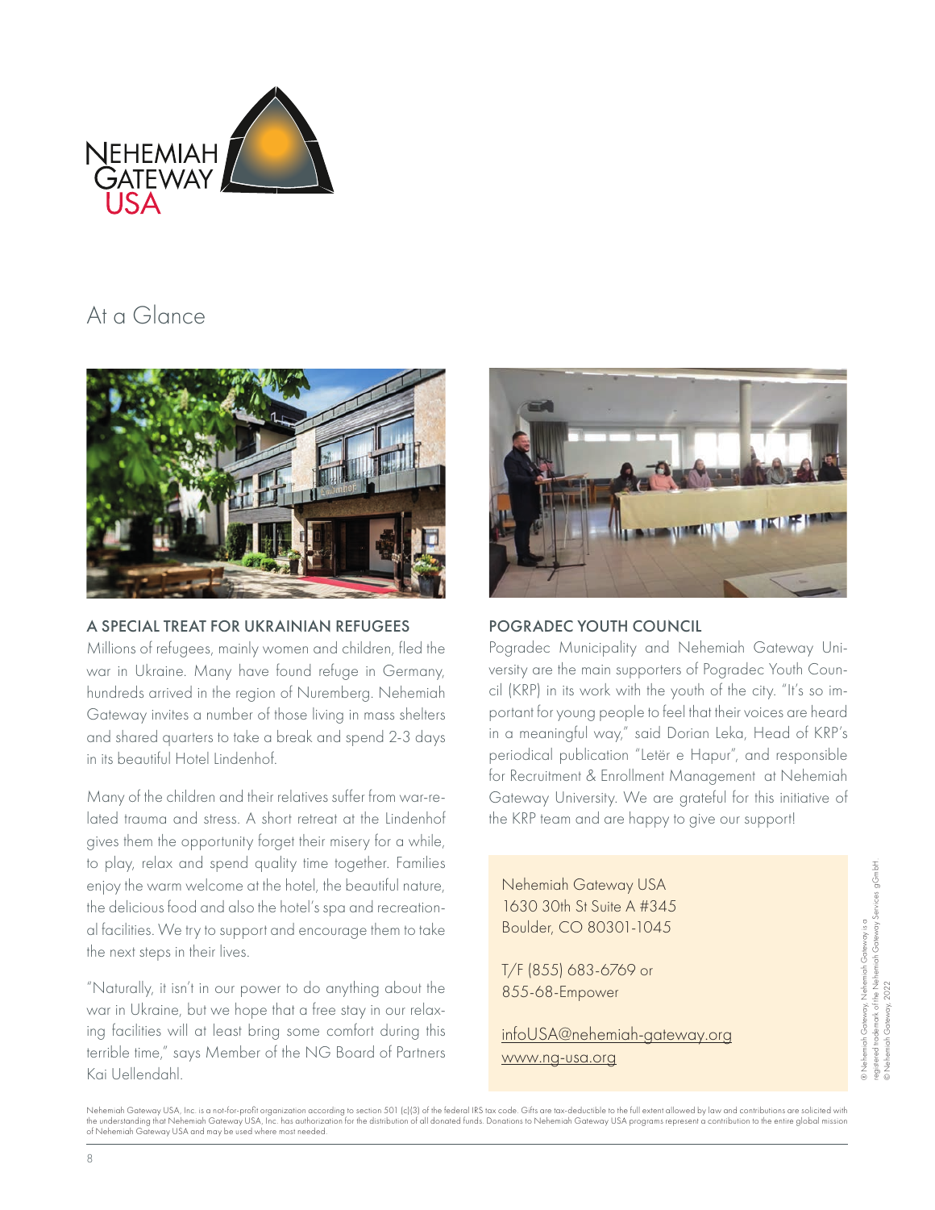NEHEMIAH GATEWAY USA

# At a Glance

## A SPECIAL TREAT FOR UKRAINIAN REFUGEES

Millions of refugees, mainly women and children, fled the war in Ukraine. Many have found refuge in Germany, hundreds arrived in the region of Nuremberg. Nehemiah Gateway invites a number of those living in mass shelters and shared quarters to take a break and spend 2-3 days in its beautiful Hotel Lindenhof.

Many of the children and their relatives suffer from war-related trauma and stress. A short retreat at the Lindenhof gives them the opportunity forget their misery for a while, to play, relax and spend quality time together. Families enjoy the warm welcome at the hotel, the beautiful nature, the delicious food and also the hotel's spa and recreational facilities. We try to support and encourage them to take the next steps in their lives.

"Naturally, it isn't in our power to do anything about the war in Ukraine, but we hope that a free stay in our relaxing facilities will at least bring some comfort during this terrible time," says Member of the NG Board of Partners Kai Uellendahl.

## POGRADEC YOUTH COUNCIL

Pogradec Municipality and Nehemiah Gateway University are the main supporters of Pogradec Youth Council (KRP) in its work with the youth of the city. "It's so important for young people to feel that their voices are heard in a meaningful way," said Dorian Leka, Head of KRP's periodical publication "Letër e Hapur", and responsible for Recruitment & Enrollment Management at Nehemiah Gateway University. We are grateful for this initiative of the KRP team and are happy to give our support!

Nehemiah Gateway USA
1630 30th St Suite A #345
Boulder, CO 80301-1045

T/F (855) 683-6769 or
855-68-Empower

infoUSA@nehemiah-gateway.org
www.ng-usa.org

® Nehemiah Gateway. Nehemiah Gateway is a registered trademark of the Nehemiah Gateway Services gGmbH
© Nehemiah Gateway, 2022

Nehemiah Gateway USA, Inc. is a not-for-profit organization according to section 501 (c)(3) of the federal IRS tax code. Gifts are tax-deductible to the full extent allowed by law and contributions are solicited with the understanding that Nehemiah Gateway USA, Inc. has authorization for the distribution of all donated funds. Donations to Nehemiah Gateway USA programs represent a contribution to the entire global mission of Nehemiah Gateway USA and may be used where most needed.